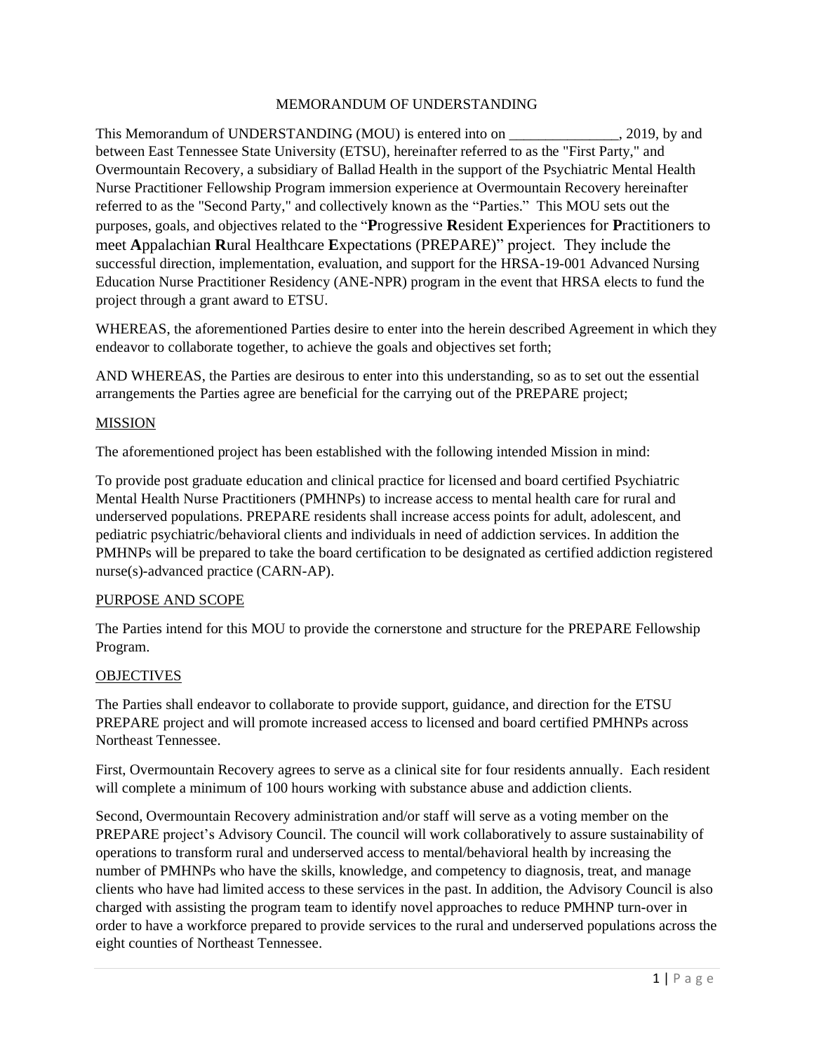# MEMORANDUM OF UNDERSTANDING

This Memorandum of UNDERSTANDING (MOU) is entered into on _______________, 2019, by and between East Tennessee State University (ETSU), hereinafter referred to as the "First Party," and Overmountain Recovery, a subsidiary of Ballad Health in the support of the Psychiatric Mental Health Nurse Practitioner Fellowship Program immersion experience at Overmountain Recovery hereinafter referred to as the "Second Party," and collectively known as the "Parties." This MOU sets out the purposes, goals, and objectives related to the "**P**rogressive **R**esident **E**xperiences for **P**ractitioners to meet **A**ppalachian **R**ural Healthcare **E**xpectations (PREPARE)" project. They include the successful direction, implementation, evaluation, and support for the HRSA-19-001 Advanced Nursing Education Nurse Practitioner Residency (ANE-NPR) program in the event that HRSA elects to fund the project through a grant award to ETSU.

WHEREAS, the aforementioned Parties desire to enter into the herein described Agreement in which they endeavor to collaborate together, to achieve the goals and objectives set forth;

AND WHEREAS, the Parties are desirous to enter into this understanding, so as to set out the essential arrangements the Parties agree are beneficial for the carrying out of the PREPARE project;

## MISSION

The aforementioned project has been established with the following intended Mission in mind:

To provide post graduate education and clinical practice for licensed and board certified Psychiatric Mental Health Nurse Practitioners (PMHNPs) to increase access to mental health care for rural and underserved populations. PREPARE residents shall increase access points for adult, adolescent, and pediatric psychiatric/behavioral clients and individuals in need of addiction services. In addition the PMHNPs will be prepared to take the board certification to be designated as certified addiction registered nurse(s)-advanced practice (CARN-AP).

## PURPOSE AND SCOPE

The Parties intend for this MOU to provide the cornerstone and structure for the PREPARE Fellowship Program.

## OBJECTIVES

The Parties shall endeavor to collaborate to provide support, guidance, and direction for the ETSU PREPARE project and will promote increased access to licensed and board certified PMHNPs across Northeast Tennessee.

First, Overmountain Recovery agrees to serve as a clinical site for four residents annually. Each resident will complete a minimum of 100 hours working with substance abuse and addiction clients.

Second, Overmountain Recovery administration and/or staff will serve as a voting member on the PREPARE project's Advisory Council. The council will work collaboratively to assure sustainability of operations to transform rural and underserved access to mental/behavioral health by increasing the number of PMHNPs who have the skills, knowledge, and competency to diagnosis, treat, and manage clients who have had limited access to these services in the past. In addition, the Advisory Council is also charged with assisting the program team to identify novel approaches to reduce PMHNP turn-over in order to have a workforce prepared to provide services to the rural and underserved populations across the eight counties of Northeast Tennessee.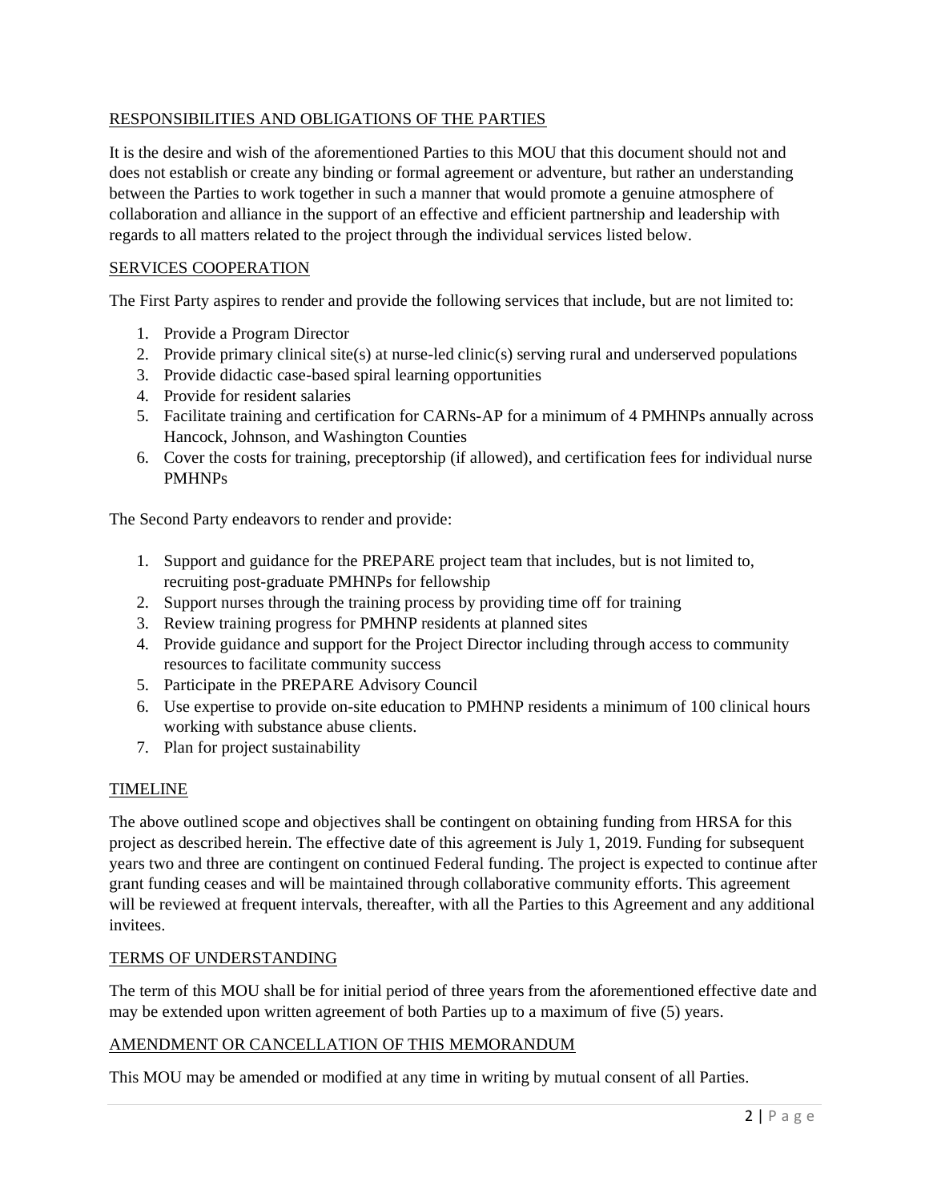## RESPONSIBILITIES AND OBLIGATIONS OF THE PARTIES

It is the desire and wish of the aforementioned Parties to this MOU that this document should not and does not establish or create any binding or formal agreement or adventure, but rather an understanding between the Parties to work together in such a manner that would promote a genuine atmosphere of collaboration and alliance in the support of an effective and efficient partnership and leadership with regards to all matters related to the project through the individual services listed below.

## SERVICES COOPERATION

The First Party aspires to render and provide the following services that include, but are not limited to:

1. Provide a Program Director
2. Provide primary clinical site(s) at nurse-led clinic(s) serving rural and underserved populations
3. Provide didactic case-based spiral learning opportunities
4. Provide for resident salaries
5. Facilitate training and certification for CARNs-AP for a minimum of 4 PMHNPs annually across Hancock, Johnson, and Washington Counties
6. Cover the costs for training, preceptorship (if allowed), and certification fees for individual nurse PMHNPs

The Second Party endeavors to render and provide:

1. Support and guidance for the PREPARE project team that includes, but is not limited to, recruiting post-graduate PMHNPs for fellowship
2. Support nurses through the training process by providing time off for training
3. Review training progress for PMHNP residents at planned sites
4. Provide guidance and support for the Project Director including through access to community resources to facilitate community success
5. Participate in the PREPARE Advisory Council
6. Use expertise to provide on-site education to PMHNP residents a minimum of 100 clinical hours working with substance abuse clients.
7. Plan for project sustainability

## TIMELINE

The above outlined scope and objectives shall be contingent on obtaining funding from HRSA for this project as described herein. The effective date of this agreement is July 1, 2019. Funding for subsequent years two and three are contingent on continued Federal funding. The project is expected to continue after grant funding ceases and will be maintained through collaborative community efforts. This agreement will be reviewed at frequent intervals, thereafter, with all the Parties to this Agreement and any additional invitees.

## TERMS OF UNDERSTANDING

The term of this MOU shall be for initial period of three years from the aforementioned effective date and may be extended upon written agreement of both Parties up to a maximum of five (5) years.

## AMENDMENT OR CANCELLATION OF THIS MEMORANDUM

This MOU may be amended or modified at any time in writing by mutual consent of all Parties.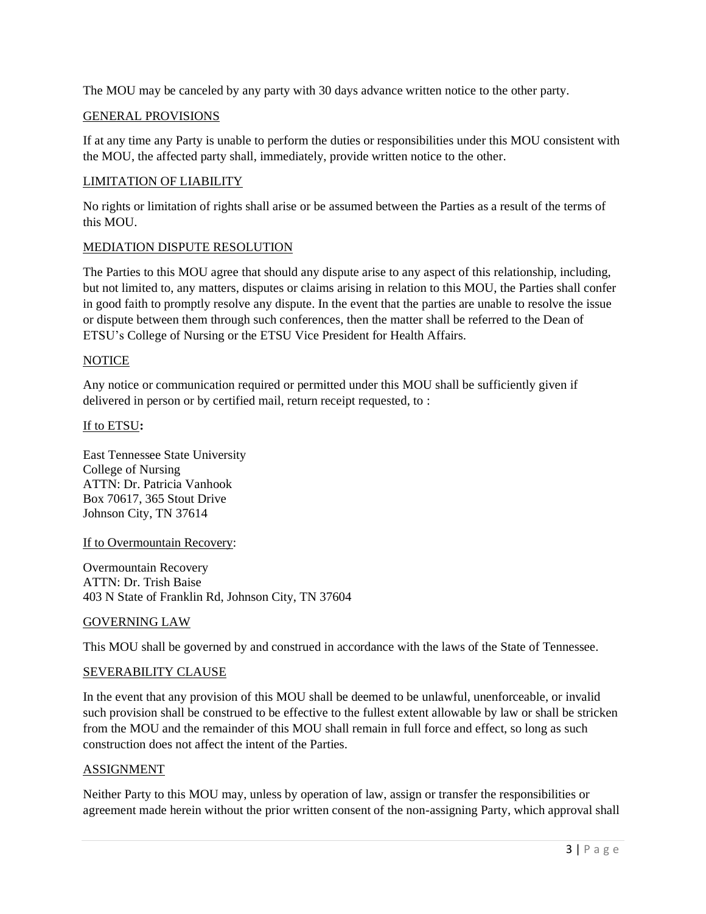The MOU may be canceled by any party with 30 days advance written notice to the other party.

## GENERAL PROVISIONS

If at any time any Party is unable to perform the duties or responsibilities under this MOU consistent with the MOU, the affected party shall, immediately, provide written notice to the other.

## LIMITATION OF LIABILITY

No rights or limitation of rights shall arise or be assumed between the Parties as a result of the terms of this MOU.

## MEDIATION DISPUTE RESOLUTION

The Parties to this MOU agree that should any dispute arise to any aspect of this relationship, including, but not limited to, any matters, disputes or claims arising in relation to this MOU, the Parties shall confer in good faith to promptly resolve any dispute. In the event that the parties are unable to resolve the issue or dispute between them through such conferences, then the matter shall be referred to the Dean of ETSU's College of Nursing or the ETSU Vice President for Health Affairs.

## NOTICE

Any notice or communication required or permitted under this MOU shall be sufficiently given if delivered in person or by certified mail, return receipt requested, to :

If to ETSU**:**

East Tennessee State University
College of Nursing
ATTN: Dr. Patricia Vanhook
Box 70617, 365 Stout Drive
Johnson City, TN 37614

If to Overmountain Recovery:

Overmountain Recovery
ATTN: Dr. Trish Baise
403 N State of Franklin Rd, Johnson City, TN 37604

## GOVERNING LAW

This MOU shall be governed by and construed in accordance with the laws of the State of Tennessee.

## SEVERABILITY CLAUSE

In the event that any provision of this MOU shall be deemed to be unlawful, unenforceable, or invalid such provision shall be construed to be effective to the fullest extent allowable by law or shall be stricken from the MOU and the remainder of this MOU shall remain in full force and effect, so long as such construction does not affect the intent of the Parties.

## ASSIGNMENT

Neither Party to this MOU may, unless by operation of law, assign or transfer the responsibilities or agreement made herein without the prior written consent of the non-assigning Party, which approval shall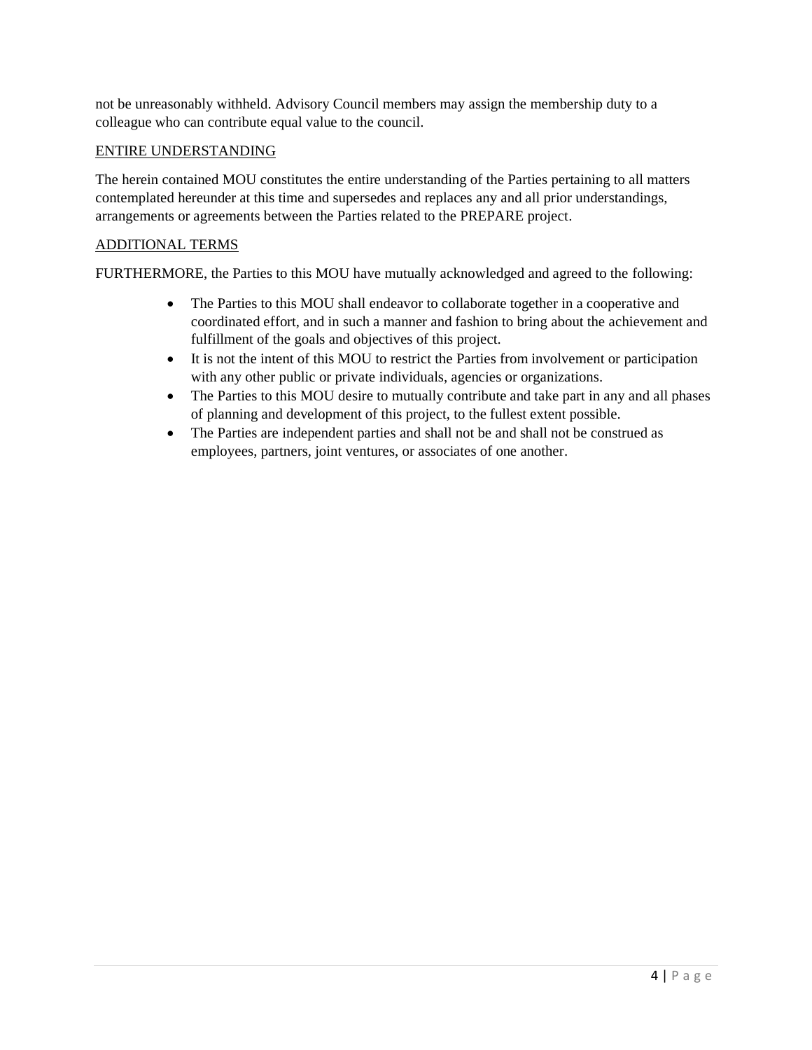not be unreasonably withheld. Advisory Council members may assign the membership duty to a colleague who can contribute equal value to the council.

<u>ENTIRE UNDERSTANDING</u>

The herein contained MOU constitutes the entire understanding of the Parties pertaining to all matters contemplated hereunder at this time and supersedes and replaces any and all prior understandings, arrangements or agreements between the Parties related to the PREPARE project.

<u>ADDITIONAL TERMS</u>

FURTHERMORE, the Parties to this MOU have mutually acknowledged and agreed to the following:

- The Parties to this MOU shall endeavor to collaborate together in a cooperative and coordinated effort, and in such a manner and fashion to bring about the achievement and fulfillment of the goals and objectives of this project.
- It is not the intent of this MOU to restrict the Parties from involvement or participation with any other public or private individuals, agencies or organizations.
- The Parties to this MOU desire to mutually contribute and take part in any and all phases of planning and development of this project, to the fullest extent possible.
- The Parties are independent parties and shall not be and shall not be construed as employees, partners, joint ventures, or associates of one another.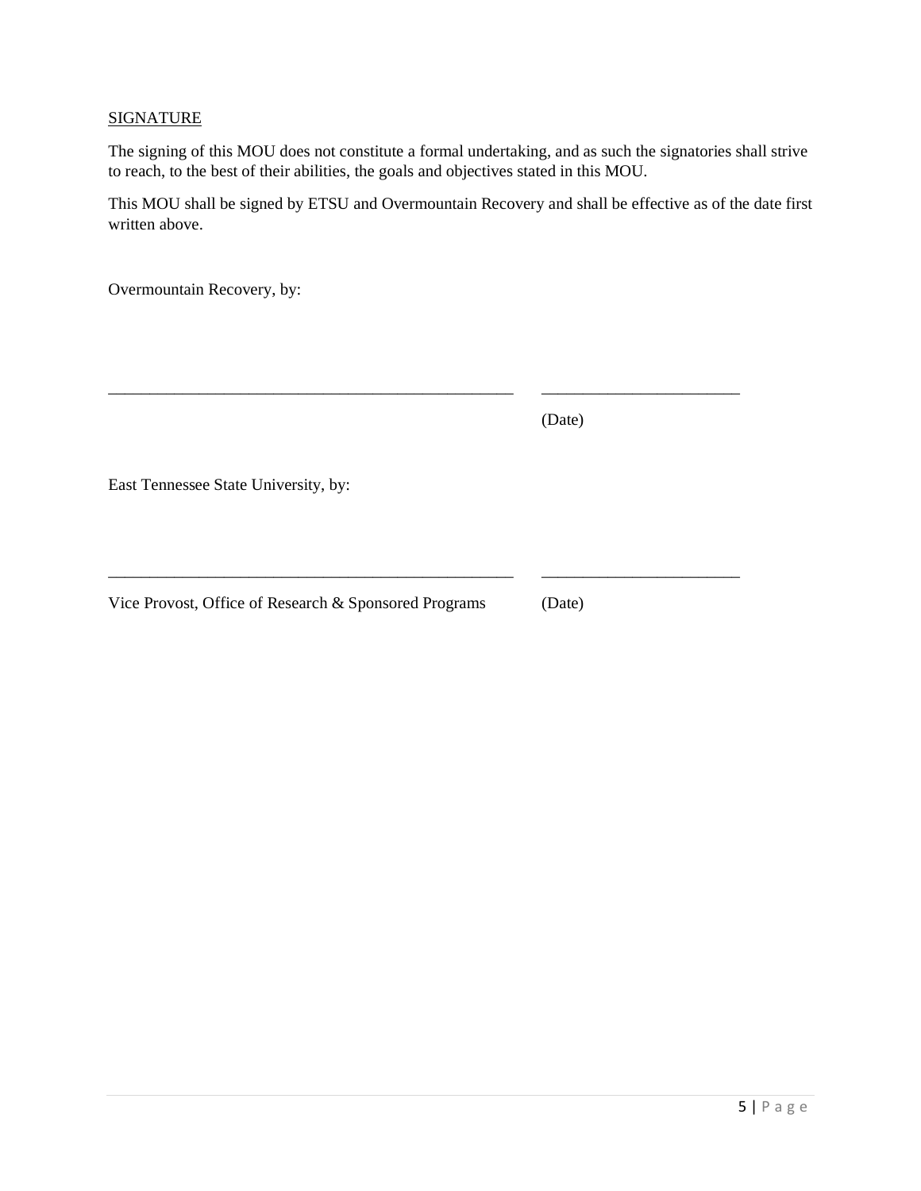SIGNATURE

The signing of this MOU does not constitute a formal undertaking, and as such the signatories shall strive to reach, to the best of their abilities, the goals and objectives stated in this MOU.

This MOU shall be signed by ETSU and Overmountain Recovery and shall be effective as of the date first written above.

Overmountain Recovery, by:

\_\_\_\_\_\_\_\_\_\_\_\_\_\_\_\_\_\_\_\_\_\_\_\_\_\_\_\_\_\_\_\_\_\_\_\_\_\_\_\_\_\_\_\_\_\_\_\_\_\_ \_\_\_\_\_\_\_\_\_\_\_\_\_\_\_\_\_\_\_\_\_\_\_\_\_

(Date)

East Tennessee State University, by:

\_\_\_\_\_\_\_\_\_\_\_\_\_\_\_\_\_\_\_\_\_\_\_\_\_\_\_\_\_\_\_\_\_\_\_\_\_\_\_\_\_\_\_\_\_\_\_\_\_\_ \_\_\_\_\_\_\_\_\_\_\_\_\_\_\_\_\_\_\_\_\_\_\_\_\_

Vice Provost, Office of Research & Sponsored Programs (Date)